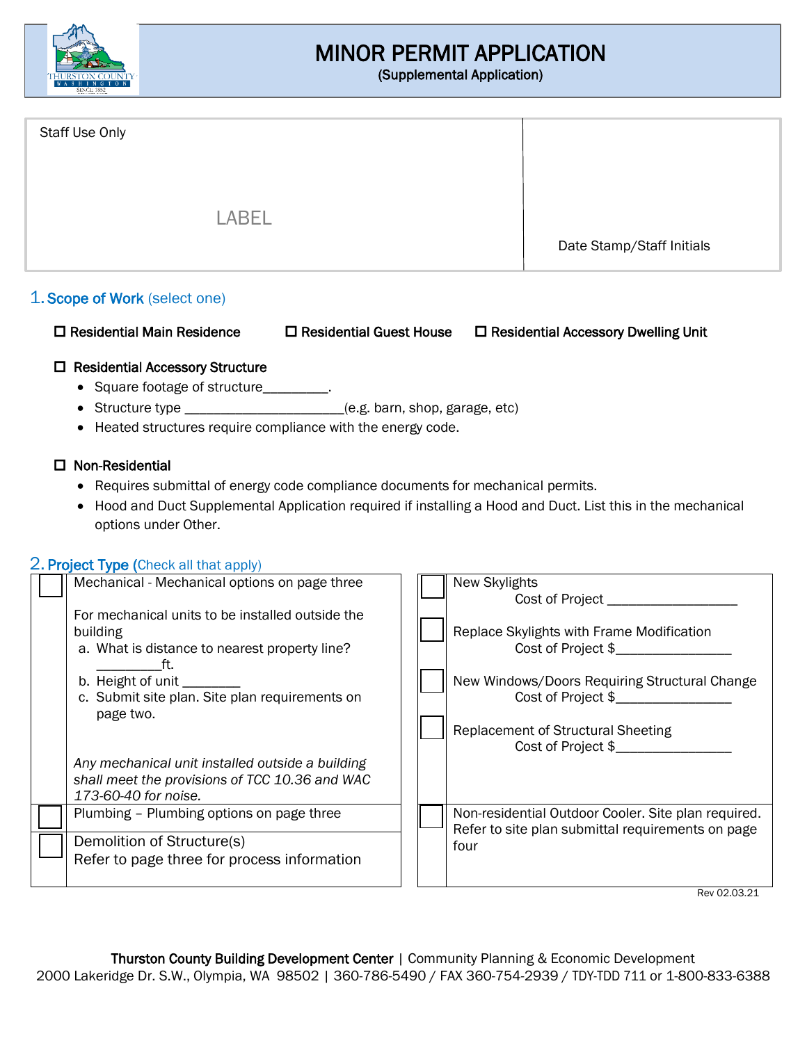# MINOR PERMIT APPLICATION

(Supplemental Application)

| Staff Use Only<br><br>LABEL | Date Stamp/Staff Initials |
|---|---|

## 1. Scope of Work (select one)

☐ **Residential Main Residence** ☐ **Residential Guest House** ☐ **Residential Accessory Dwelling Unit**

☐ **Residential Accessory Structure**

- Square footage of structure_________.
- Structure type ______________________(e.g. barn, shop, garage, etc)
- Heated structures require compliance with the energy code.

☐ **Non-Residential**

- Requires submittal of energy code compliance documents for mechanical permits.
- Hood and Duct Supplemental Application required if installing a Hood and Duct. List this in the mechanical options under Other.

## 2. Project Type (Check all that apply)

| ☐ | Mechanical - Mechanical options on page three<br><br>For mechanical units to be installed outside the building<br>a. What is distance to nearest property line? _________ft.<br>b. Height of unit ________<br>c. Submit site plan. Site plan requirements on page two.<br><br>*Any mechanical unit installed outside a building shall meet the provisions of TCC 10.36 and WAC 173-60-40 for noise.* |
|---|---|
| ☐ | Plumbing – Plumbing options on page three |
| ☐ | Demolition of Structure(s)<br>Refer to page three for process information |

| ☐ | New Skylights<br>Cost of Project __________________ |
|---|---|
| ☐ | Replace Skylights with Frame Modification<br>Cost of Project $________________ |
| ☐ | New Windows/Doors Requiring Structural Change<br>Cost of Project $________________ |
| ☐ | Replacement of Structural Sheeting<br>Cost of Project $________________ |
| ☐ | Non-residential Outdoor Cooler. Site plan required. Refer to site plan submittal requirements on page four |

Rev 02.03.21

**Thurston County Building Development Center** | Community Planning & Economic Development
2000 Lakeridge Dr. S.W., Olympia, WA 98502 | 360-786-5490 / FAX 360-754-2939 / TDY-TDD 711 or 1-800-833-6388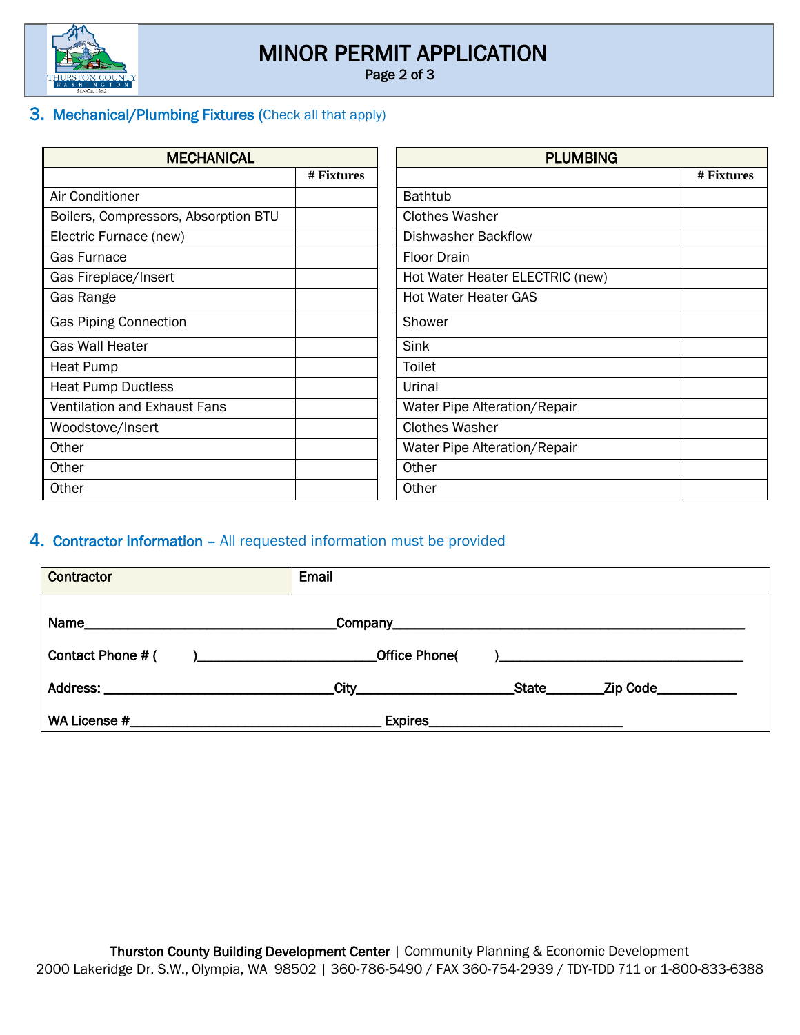# MINOR PERMIT APPLICATION

## 3. Mechanical/Plumbing Fixtures (Check all that apply)

| MECHANICAL | # Fixtures |
|---|---|
| Air Conditioner | |
| Boilers, Compressors, Absorption BTU | |
| Electric Furnace (new) | |
| Gas Furnace | |
| Gas Fireplace/Insert | |
| Gas Range | |
| Gas Piping Connection | |
| Gas Wall Heater | |
| Heat Pump | |
| Heat Pump Ductless | |
| Ventilation and Exhaust Fans | |
| Woodstove/Insert | |
| Other | |
| Other | |
| Other | |

| PLUMBING | # Fixtures |
|---|---|
| Bathtub | |
| Clothes Washer | |
| Dishwasher Backflow | |
| Floor Drain | |
| Hot Water Heater ELECTRIC (new) | |
| Hot Water Heater GAS | |
| Shower | |
| Sink | |
| Toilet | |
| Urinal | |
| Water Pipe Alteration/Repair | |
| Clothes Washer | |
| Water Pipe Alteration/Repair | |
| Other | |
| Other | |

## 4. Contractor Information – All requested information must be provided

**Contractor** | **Email**

**Name**___________________________________**Company**_________________________________________________

**Contact Phone # (     )**_________________________**Office Phone(     )**___________________________________

**Address:** _________________________________**City**______________________**State**________**Zip Code**___________

**WA License #**____________________________________ **Expires**___________________________

**Thurston County Building Development Center** | Community Planning & Economic Development
2000 Lakeridge Dr. S.W., Olympia, WA 98502 | 360-786-5490 / FAX 360-754-2939 / TDY-TDD 711 or 1-800-833-6388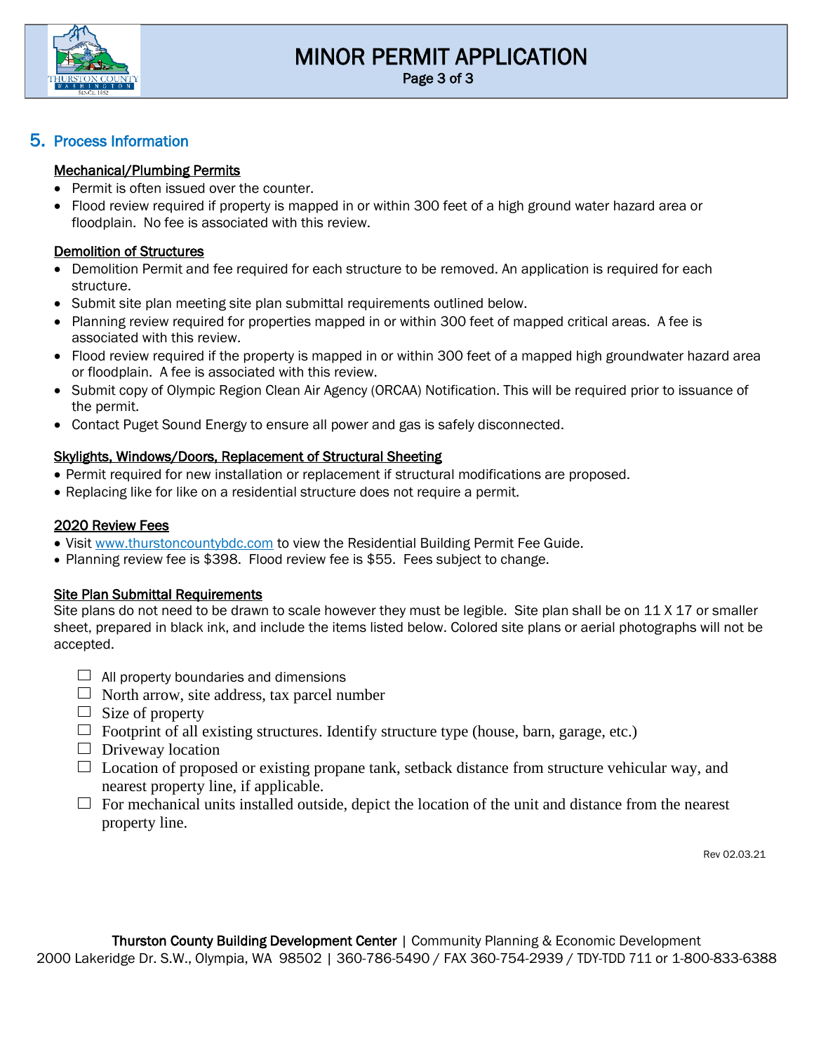# MINOR PERMIT APPLICATION

## 5. Process Information

### Mechanical/Plumbing Permits

- Permit is often issued over the counter.
- Flood review required if property is mapped in or within 300 feet of a high ground water hazard area or floodplain. No fee is associated with this review.

### Demolition of Structures

- Demolition Permit and fee required for each structure to be removed. An application is required for each structure.
- Submit site plan meeting site plan submittal requirements outlined below.
- Planning review required for properties mapped in or within 300 feet of mapped critical areas. A fee is associated with this review.
- Flood review required if the property is mapped in or within 300 feet of a mapped high groundwater hazard area or floodplain. A fee is associated with this review.
- Submit copy of Olympic Region Clean Air Agency (ORCAA) Notification. This will be required prior to issuance of the permit.
- Contact Puget Sound Energy to ensure all power and gas is safely disconnected.

### Skylights, Windows/Doors, Replacement of Structural Sheeting

- Permit required for new installation or replacement if structural modifications are proposed.
- Replacing like for like on a residential structure does not require a permit.

### 2020 Review Fees

- Visit www.thurstoncountybdc.com to view the Residential Building Permit Fee Guide.
- Planning review fee is $398. Flood review fee is $55. Fees subject to change.

### Site Plan Submittal Requirements

Site plans do not need to be drawn to scale however they must be legible. Site plan shall be on 11 X 17 or smaller sheet, prepared in black ink, and include the items listed below. Colored site plans or aerial photographs will not be accepted.

- ☐ All property boundaries and dimensions
- ☐ North arrow, site address, tax parcel number
- ☐ Size of property
- ☐ Footprint of all existing structures. Identify structure type (house, barn, garage, etc.)
- ☐ Driveway location
- ☐ Location of proposed or existing propane tank, setback distance from structure vehicular way, and nearest property line, if applicable.
- ☐ For mechanical units installed outside, depict the location of the unit and distance from the nearest property line.

Rev 02.03.21

**Thurston County Building Development Center** | Community Planning & Economic Development
2000 Lakeridge Dr. S.W., Olympia, WA 98502 | 360-786-5490 / FAX 360-754-2939 / TDY-TDD 711 or 1-800-833-6388